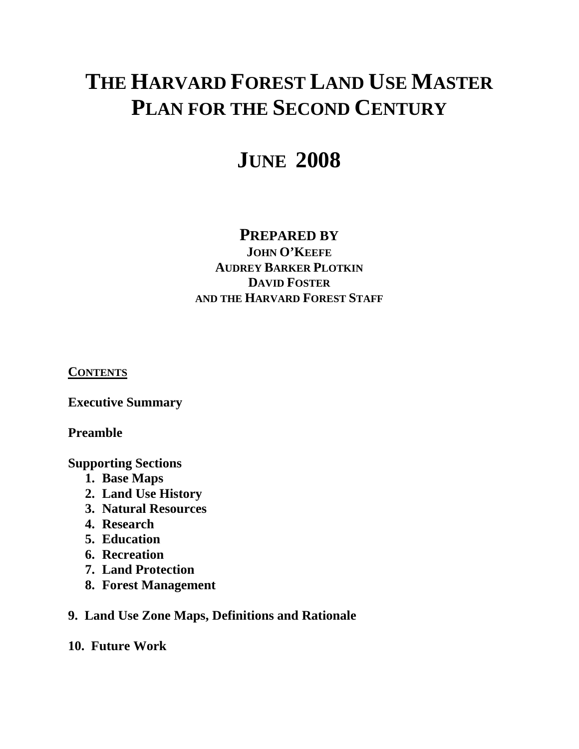# THE HARVARD FOREST LAND USE MASTER PLAN FOR THE SECOND CENTURY

## JUNE 2008

### PREPARED BY

**JOHN O'KEEFE**
**AUDREY BARKER PLOTKIN**
**DAVID FOSTER**
**AND THE HARVARD FOREST STAFF**

**CONTENTS**

**Executive Summary**

**Preamble**

**Supporting Sections**

1. **Base Maps**
2. **Land Use History**
3. **Natural Resources**
4. **Research**
5. **Education**
6. **Recreation**
7. **Land Protection**
8. **Forest Management**

**9. Land Use Zone Maps, Definitions and Rationale**

**10. Future Work**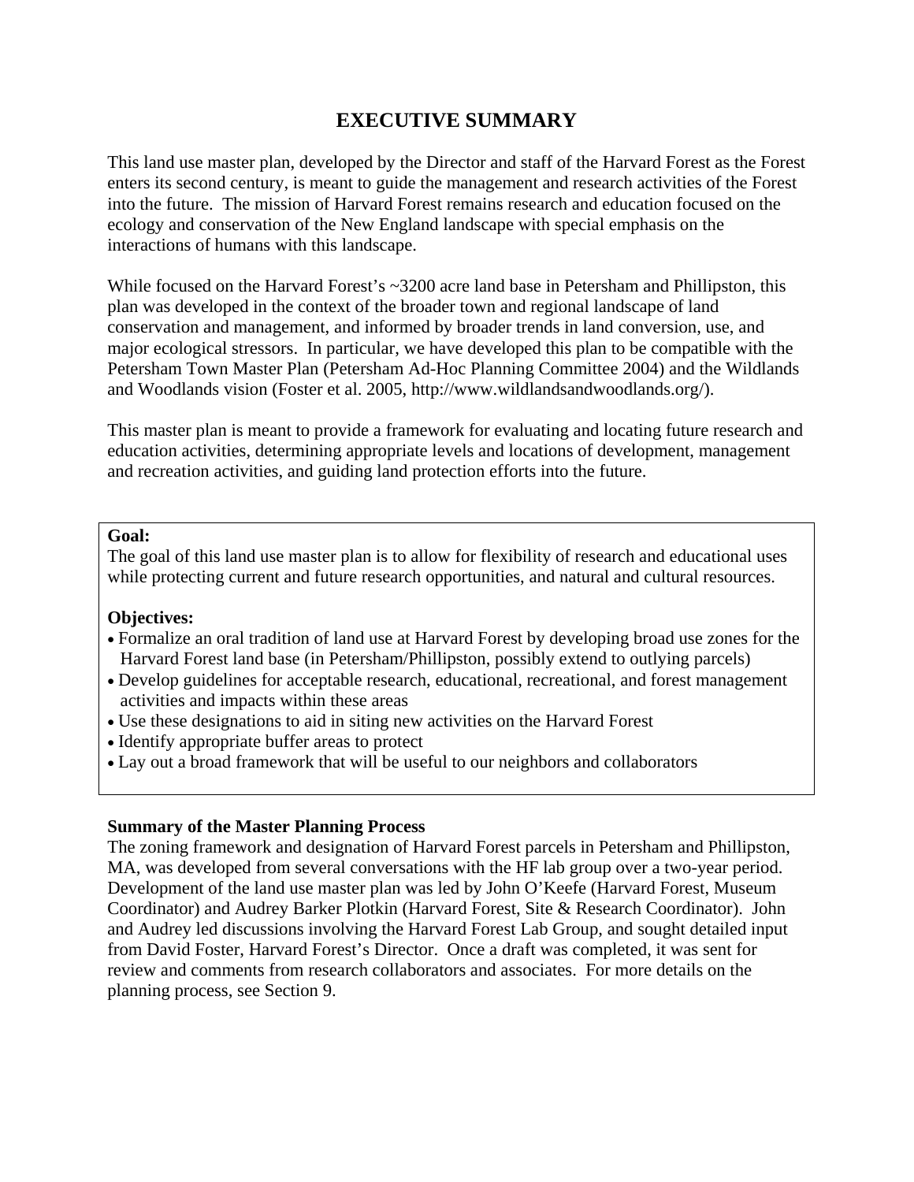# EXECUTIVE SUMMARY

This land use master plan, developed by the Director and staff of the Harvard Forest as the Forest enters its second century, is meant to guide the management and research activities of the Forest into the future. The mission of Harvard Forest remains research and education focused on the ecology and conservation of the New England landscape with special emphasis on the interactions of humans with this landscape.

While focused on the Harvard Forest's ~3200 acre land base in Petersham and Phillipston, this plan was developed in the context of the broader town and regional landscape of land conservation and management, and informed by broader trends in land conversion, use, and major ecological stressors. In particular, we have developed this plan to be compatible with the Petersham Town Master Plan (Petersham Ad-Hoc Planning Committee 2004) and the Wildlands and Woodlands vision (Foster et al. 2005, http://www.wildlandsandwoodlands.org/).

This master plan is meant to provide a framework for evaluating and locating future research and education activities, determining appropriate levels and locations of development, management and recreation activities, and guiding land protection efforts into the future.

**Goal:**
The goal of this land use master plan is to allow for flexibility of research and educational uses while protecting current and future research opportunities, and natural and cultural resources.

**Objectives:**

- Formalize an oral tradition of land use at Harvard Forest by developing broad use zones for the Harvard Forest land base (in Petersham/Phillipston, possibly extend to outlying parcels)
- Develop guidelines for acceptable research, educational, recreational, and forest management activities and impacts within these areas
- Use these designations to aid in siting new activities on the Harvard Forest
- Identify appropriate buffer areas to protect
- Lay out a broad framework that will be useful to our neighbors and collaborators

**Summary of the Master Planning Process**
The zoning framework and designation of Harvard Forest parcels in Petersham and Phillipston, MA, was developed from several conversations with the HF lab group over a two-year period. Development of the land use master plan was led by John O'Keefe (Harvard Forest, Museum Coordinator) and Audrey Barker Plotkin (Harvard Forest, Site & Research Coordinator). John and Audrey led discussions involving the Harvard Forest Lab Group, and sought detailed input from David Foster, Harvard Forest's Director. Once a draft was completed, it was sent for review and comments from research collaborators and associates. For more details on the planning process, see Section 9.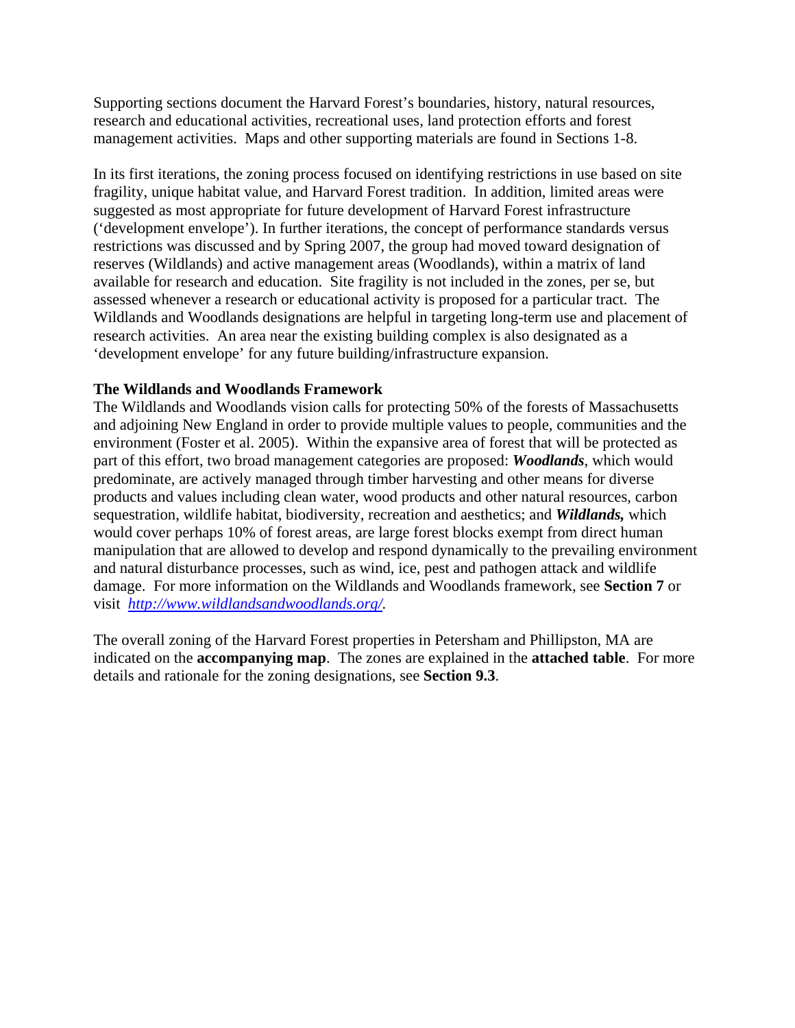Supporting sections document the Harvard Forest's boundaries, history, natural resources, research and educational activities, recreational uses, land protection efforts and forest management activities. Maps and other supporting materials are found in Sections 1-8.

In its first iterations, the zoning process focused on identifying restrictions in use based on site fragility, unique habitat value, and Harvard Forest tradition. In addition, limited areas were suggested as most appropriate for future development of Harvard Forest infrastructure ('development envelope'). In further iterations, the concept of performance standards versus restrictions was discussed and by Spring 2007, the group had moved toward designation of reserves (Wildlands) and active management areas (Woodlands), within a matrix of land available for research and education. Site fragility is not included in the zones, per se, but assessed whenever a research or educational activity is proposed for a particular tract. The Wildlands and Woodlands designations are helpful in targeting long-term use and placement of research activities. An area near the existing building complex is also designated as a 'development envelope' for any future building/infrastructure expansion.

**The Wildlands and Woodlands Framework**

The Wildlands and Woodlands vision calls for protecting 50% of the forests of Massachusetts and adjoining New England in order to provide multiple values to people, communities and the environment (Foster et al. 2005). Within the expansive area of forest that will be protected as part of this effort, two broad management categories are proposed: ***Woodlands***, which would predominate, are actively managed through timber harvesting and other means for diverse products and values including clean water, wood products and other natural resources, carbon sequestration, wildlife habitat, biodiversity, recreation and aesthetics; and ***Wildlands,*** which would cover perhaps 10% of forest areas, are large forest blocks exempt from direct human manipulation that are allowed to develop and respond dynamically to the prevailing environment and natural disturbance processes, such as wind, ice, pest and pathogen attack and wildlife damage. For more information on the Wildlands and Woodlands framework, see **Section 7** or visit *http://www.wildlandsandwoodlands.org/*.

The overall zoning of the Harvard Forest properties in Petersham and Phillipston, MA are indicated on the **accompanying map**. The zones are explained in the **attached table**. For more details and rationale for the zoning designations, see **Section 9.3**.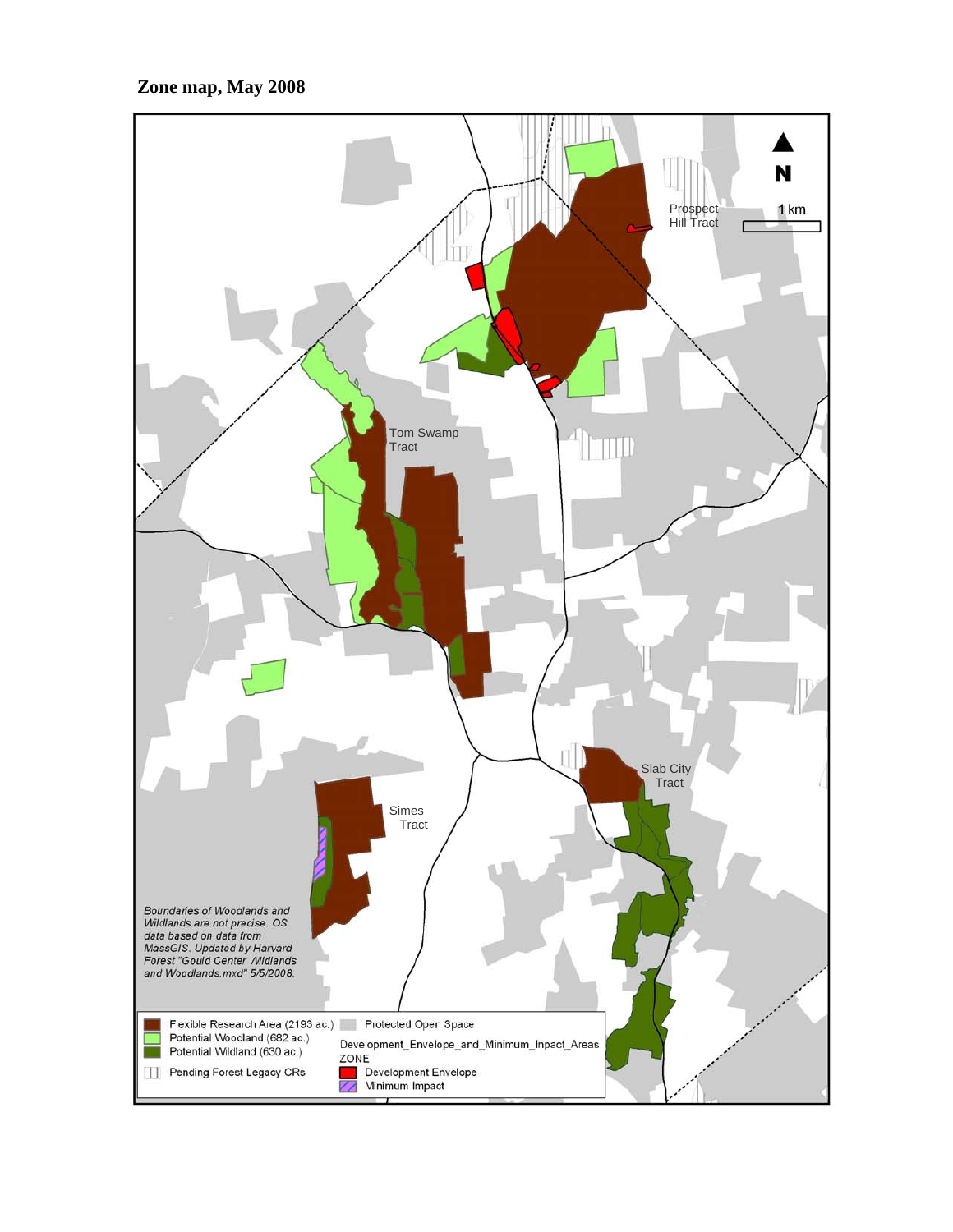**Zone map, May 2008**

N

1 km

Prospect Hill Tract

Tom Swamp Tract

Slab City Tract

Simes Tract

*Boundaries of Woodlands and Wildlands are not precise. OS data based on data from MassGIS. Updated by Harvard Forest "Gould Center Wildlands and Woodlands.mxd" 5/5/2008.*

Flexible Research Area (2193 ac.)
Potential Woodland (682 ac.)
Potential Wildland (630 ac.)
Pending Forest Legacy CRs
Protected Open Space
Development_Envelope_and_Minimum_Impact_Areas
ZONE
Development Envelope
Minimum Impact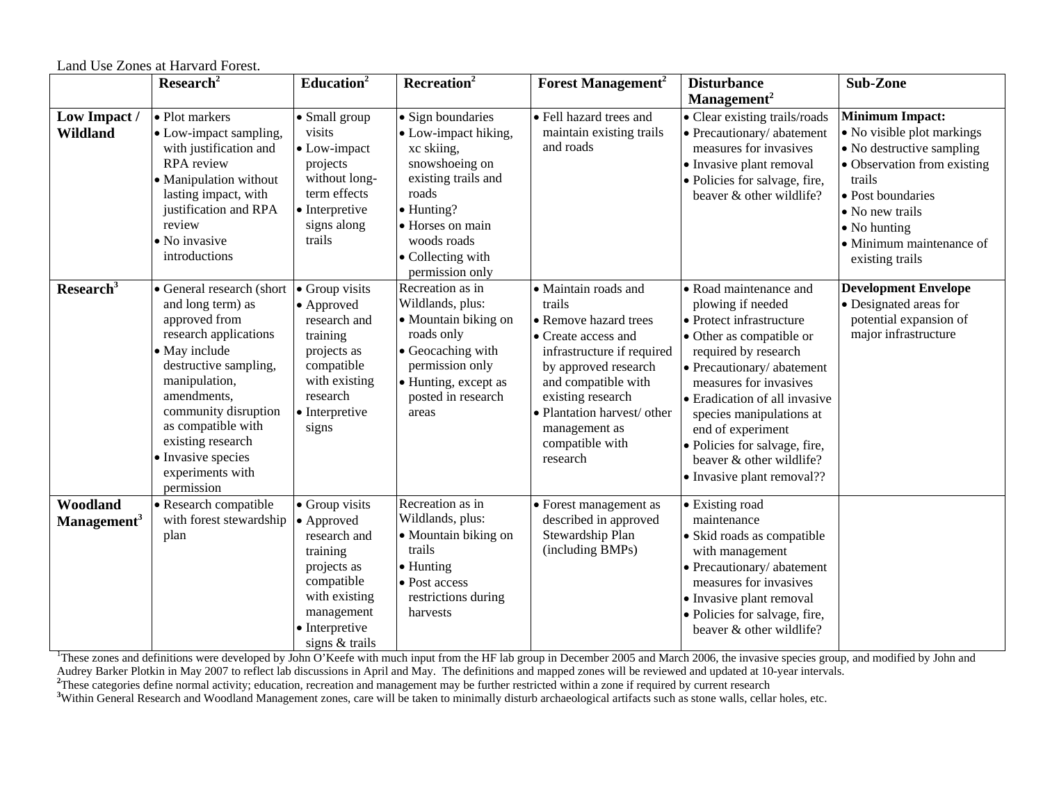Land Use Zones at Harvard Forest.

| | Research[2] | Education[2] | Recreation[2] | Forest Management[2] | Disturbance Management[2] | Sub-Zone |
|---|---|---|---|---|---|---|
| **Low Impact / Wildland** | • Plot markers<br>• Low-impact sampling, with justification and RPA review<br>• Manipulation without lasting impact, with justification and RPA review<br>• No invasive introductions | • Small group visits<br>• Low-impact projects without long-term effects<br>• Interpretive signs along trails | • Sign boundaries<br>• Low-impact hiking, xc skiing, snowshoeing on existing trails and roads<br>• Hunting?<br>• Horses on main woods roads<br>• Collecting with permission only | • Fell hazard trees and maintain existing trails and roads | • Clear existing trails/roads<br>• Precautionary/ abatement measures for invasives<br>• Invasive plant removal<br>• Policies for salvage, fire, beaver & other wildlife? | **Minimum Impact:**<br>• No visible plot markings<br>• No destructive sampling<br>• Observation from existing trails<br>• Post boundaries<br>• No new trails<br>• No hunting<br>• Minimum maintenance of existing trails |
| **Research[3]** | • General research (short and long term) as approved from research applications<br>• May include destructive sampling, manipulation, amendments, community disruption as compatible with existing research<br>• Invasive species experiments with permission | • Group visits<br>• Approved research and training projects as compatible with existing research<br>• Interpretive signs | Recreation as in Wildlands, plus:<br>• Mountain biking on roads only<br>• Geocaching with permission only<br>• Hunting, except as posted in research areas | • Maintain roads and trails<br>• Remove hazard trees<br>• Create access and infrastructure if required by approved research and compatible with existing research<br>• Plantation harvest/ other management as compatible with research | • Road maintenance and plowing if needed<br>• Protect infrastructure<br>• Other as compatible or required by research<br>• Precautionary/ abatement measures for invasives<br>• Eradication of all invasive species manipulations at end of experiment<br>• Policies for salvage, fire, beaver & other wildlife?<br>• Invasive plant removal?? | **Development Envelope**<br>• Designated areas for potential expansion of major infrastructure |
| **Woodland Management[3]** | • Research compatible with forest stewardship plan | • Group visits<br>• Approved research and training projects as compatible with existing management<br>• Interpretive signs & trails | Recreation as in Wildlands, plus:<br>• Mountain biking on trails<br>• Hunting<br>• Post access restrictions during harvests | • Forest management as described in approved Stewardship Plan (including BMPs) | • Existing road maintenance<br>• Skid roads as compatible with management<br>• Precautionary/ abatement measures for invasives<br>• Invasive plant removal<br>• Policies for salvage, fire, beaver & other wildlife? | |

[1]These zones and definitions were developed by John O'Keefe with much input from the HF lab group in December 2005 and March 2006, the invasive species group, and modified by John and Audrey Barker Plotkin in May 2007 to reflect lab discussions in April and May. The definitions and mapped zones will be reviewed and updated at 10-year intervals.

[2]These categories define normal activity; education, recreation and management may be further restricted within a zone if required by current research

[3]Within General Research and Woodland Management zones, care will be taken to minimally disturb archaeological artifacts such as stone walls, cellar holes, etc.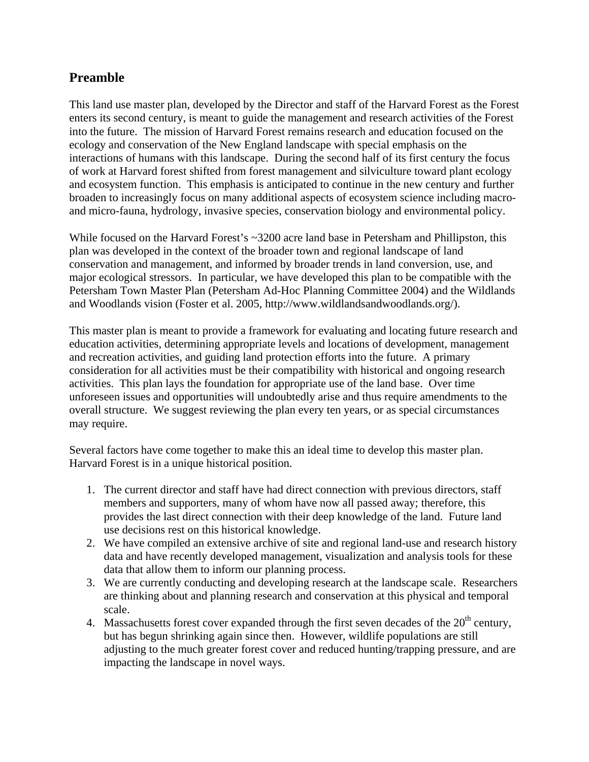## Preamble

This land use master plan, developed by the Director and staff of the Harvard Forest as the Forest enters its second century, is meant to guide the management and research activities of the Forest into the future. The mission of Harvard Forest remains research and education focused on the ecology and conservation of the New England landscape with special emphasis on the interactions of humans with this landscape. During the second half of its first century the focus of work at Harvard forest shifted from forest management and silviculture toward plant ecology and ecosystem function. This emphasis is anticipated to continue in the new century and further broaden to increasingly focus on many additional aspects of ecosystem science including macro- and micro-fauna, hydrology, invasive species, conservation biology and environmental policy.

While focused on the Harvard Forest's ~3200 acre land base in Petersham and Phillipston, this plan was developed in the context of the broader town and regional landscape of land conservation and management, and informed by broader trends in land conversion, use, and major ecological stressors. In particular, we have developed this plan to be compatible with the Petersham Town Master Plan (Petersham Ad-Hoc Planning Committee 2004) and the Wildlands and Woodlands vision (Foster et al. 2005, http://www.wildlandsandwoodlands.org/).

This master plan is meant to provide a framework for evaluating and locating future research and education activities, determining appropriate levels and locations of development, management and recreation activities, and guiding land protection efforts into the future. A primary consideration for all activities must be their compatibility with historical and ongoing research activities. This plan lays the foundation for appropriate use of the land base. Over time unforeseen issues and opportunities will undoubtedly arise and thus require amendments to the overall structure. We suggest reviewing the plan every ten years, or as special circumstances may require.

Several factors have come together to make this an ideal time to develop this master plan. Harvard Forest is in a unique historical position.

1. The current director and staff have had direct connection with previous directors, staff members and supporters, many of whom have now all passed away; therefore, this provides the last direct connection with their deep knowledge of the land. Future land use decisions rest on this historical knowledge.
2. We have compiled an extensive archive of site and regional land-use and research history data and have recently developed management, visualization and analysis tools for these data that allow them to inform our planning process.
3. We are currently conducting and developing research at the landscape scale. Researchers are thinking about and planning research and conservation at this physical and temporal scale.
4. Massachusetts forest cover expanded through the first seven decades of the 20th century, but has begun shrinking again since then. However, wildlife populations are still adjusting to the much greater forest cover and reduced hunting/trapping pressure, and are impacting the landscape in novel ways.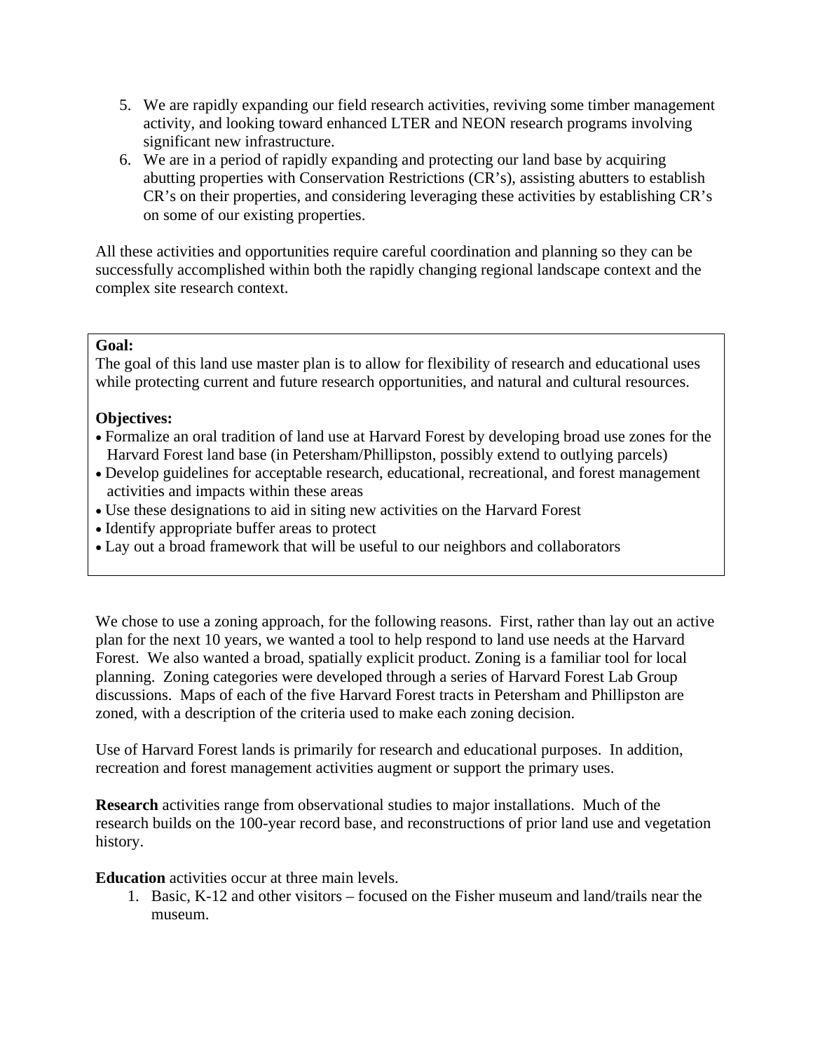5. We are rapidly expanding our field research activities, reviving some timber management activity, and looking toward enhanced LTER and NEON research programs involving significant new infrastructure.
6. We are in a period of rapidly expanding and protecting our land base by acquiring abutting properties with Conservation Restrictions (CR's), assisting abutters to establish CR's on their properties, and considering leveraging these activities by establishing CR's on some of our existing properties.

All these activities and opportunities require careful coordination and planning so they can be successfully accomplished within both the rapidly changing regional landscape context and the complex site research context.

**Goal:**
The goal of this land use master plan is to allow for flexibility of research and educational uses while protecting current and future research opportunities, and natural and cultural resources.

**Objectives:**

- Formalize an oral tradition of land use at Harvard Forest by developing broad use zones for the Harvard Forest land base (in Petersham/Phillipston, possibly extend to outlying parcels)
- Develop guidelines for acceptable research, educational, recreational, and forest management activities and impacts within these areas
- Use these designations to aid in siting new activities on the Harvard Forest
- Identify appropriate buffer areas to protect
- Lay out a broad framework that will be useful to our neighbors and collaborators

We chose to use a zoning approach, for the following reasons. First, rather than lay out an active plan for the next 10 years, we wanted a tool to help respond to land use needs at the Harvard Forest. We also wanted a broad, spatially explicit product. Zoning is a familiar tool for local planning. Zoning categories were developed through a series of Harvard Forest Lab Group discussions. Maps of each of the five Harvard Forest tracts in Petersham and Phillipston are zoned, with a description of the criteria used to make each zoning decision.

Use of Harvard Forest lands is primarily for research and educational purposes. In addition, recreation and forest management activities augment or support the primary uses.

**Research** activities range from observational studies to major installations. Much of the research builds on the 100-year record base, and reconstructions of prior land use and vegetation history.

**Education** activities occur at three main levels.

1. Basic, K-12 and other visitors – focused on the Fisher museum and land/trails near the museum.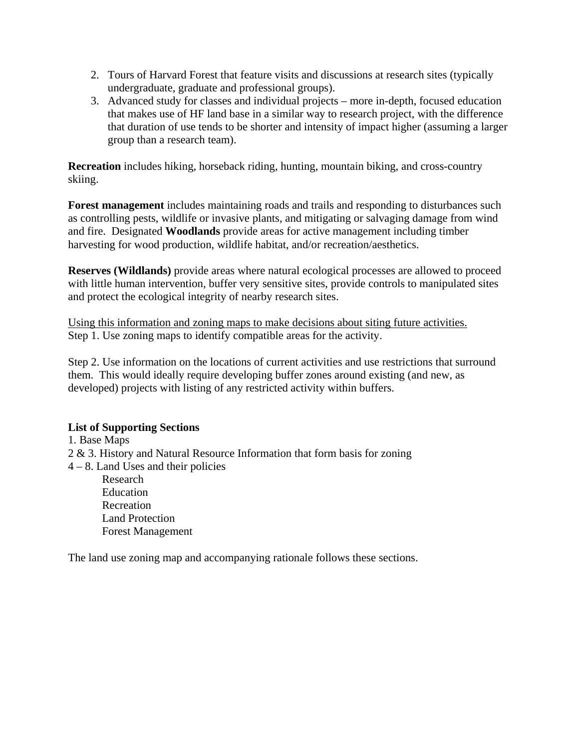2. Tours of Harvard Forest that feature visits and discussions at research sites (typically undergraduate, graduate and professional groups).
3. Advanced study for classes and individual projects – more in-depth, focused education that makes use of HF land base in a similar way to research project, with the difference that duration of use tends to be shorter and intensity of impact higher (assuming a larger group than a research team).

**Recreation** includes hiking, horseback riding, hunting, mountain biking, and cross-country skiing.

**Forest management** includes maintaining roads and trails and responding to disturbances such as controlling pests, wildlife or invasive plants, and mitigating or salvaging damage from wind and fire. Designated **Woodlands** provide areas for active management including timber harvesting for wood production, wildlife habitat, and/or recreation/aesthetics.

**Reserves (Wildlands)** provide areas where natural ecological processes are allowed to proceed with little human intervention, buffer very sensitive sites, provide controls to manipulated sites and protect the ecological integrity of nearby research sites.

<u>Using this information and zoning maps to make decisions about siting future activities.</u>
Step 1. Use zoning maps to identify compatible areas for the activity.

Step 2. Use information on the locations of current activities and use restrictions that surround them. This would ideally require developing buffer zones around existing (and new, as developed) projects with listing of any restricted activity within buffers.

**List of Supporting Sections**

1. Base Maps
2 & 3. History and Natural Resource Information that form basis for zoning
4 – 8. Land Uses and their policies
    Research
    Education
    Recreation
    Land Protection
    Forest Management

The land use zoning map and accompanying rationale follows these sections.